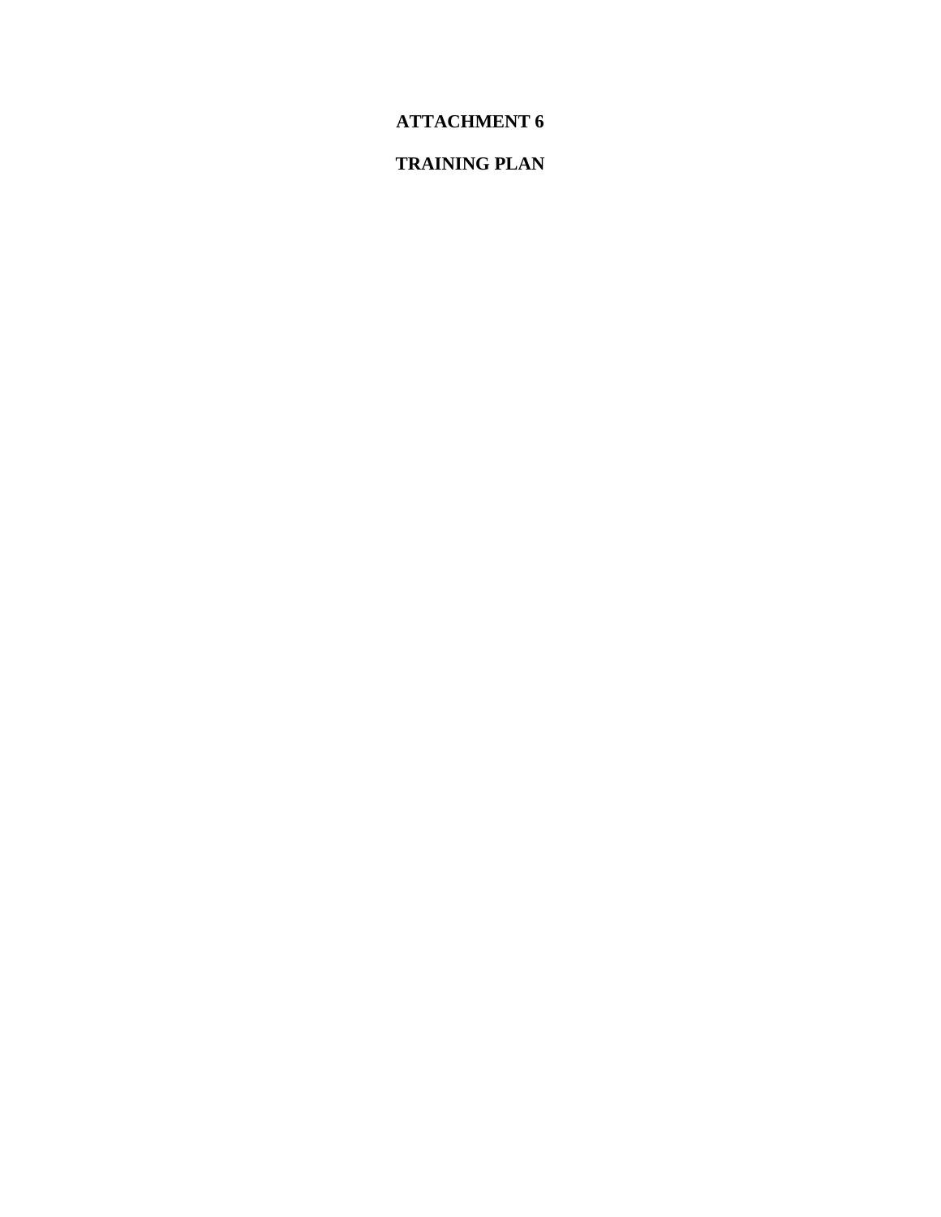# ATTACHMENT 6

# TRAINING PLAN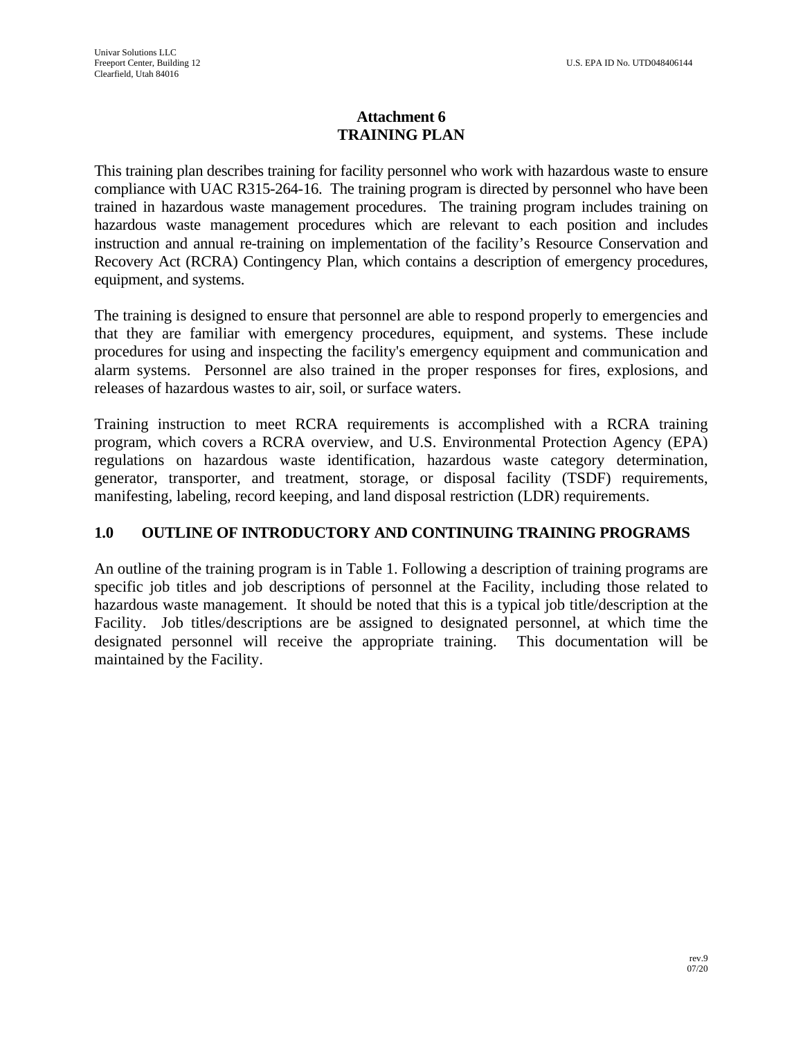# Attachment 6
# TRAINING PLAN

This training plan describes training for facility personnel who work with hazardous waste to ensure compliance with UAC R315-264-16. The training program is directed by personnel who have been trained in hazardous waste management procedures. The training program includes training on hazardous waste management procedures which are relevant to each position and includes instruction and annual re-training on implementation of the facility's Resource Conservation and Recovery Act (RCRA) Contingency Plan, which contains a description of emergency procedures, equipment, and systems.

The training is designed to ensure that personnel are able to respond properly to emergencies and that they are familiar with emergency procedures, equipment, and systems. These include procedures for using and inspecting the facility's emergency equipment and communication and alarm systems. Personnel are also trained in the proper responses for fires, explosions, and releases of hazardous wastes to air, soil, or surface waters.

Training instruction to meet RCRA requirements is accomplished with a RCRA training program, which covers a RCRA overview, and U.S. Environmental Protection Agency (EPA) regulations on hazardous waste identification, hazardous waste category determination, generator, transporter, and treatment, storage, or disposal facility (TSDF) requirements, manifesting, labeling, record keeping, and land disposal restriction (LDR) requirements.

## 1.0 OUTLINE OF INTRODUCTORY AND CONTINUING TRAINING PROGRAMS

An outline of the training program is in Table 1. Following a description of training programs are specific job titles and job descriptions of personnel at the Facility, including those related to hazardous waste management. It should be noted that this is a typical job title/description at the Facility. Job titles/descriptions are be assigned to designated personnel, at which time the designated personnel will receive the appropriate training. This documentation will be maintained by the Facility.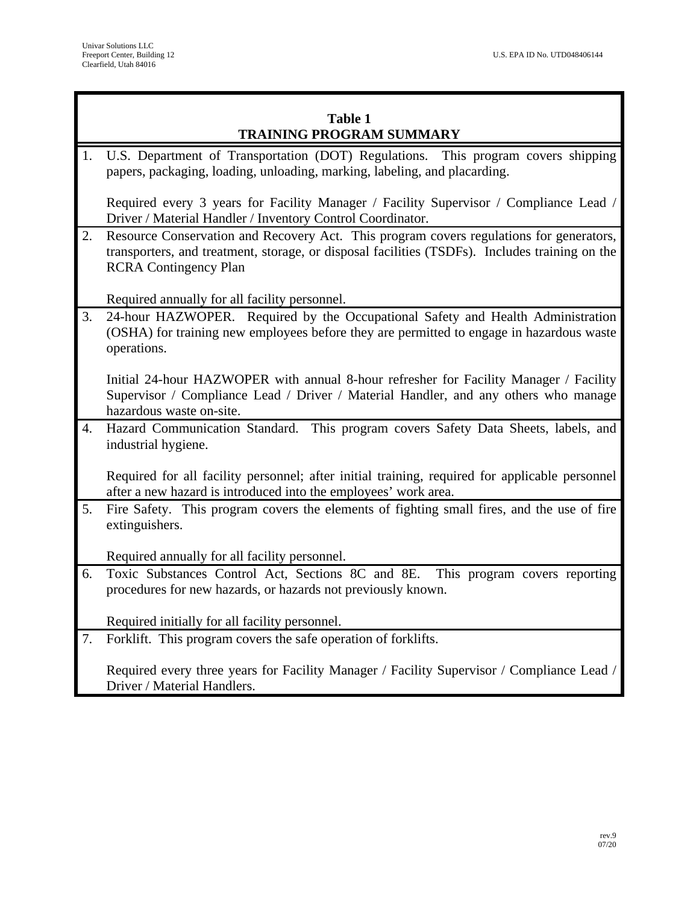**Table 1**
**TRAINING PROGRAM SUMMARY**

1. U.S. Department of Transportation (DOT) Regulations. This program covers shipping papers, packaging, loading, unloading, marking, labeling, and placarding.

   Required every 3 years for Facility Manager / Facility Supervisor / Compliance Lead / Driver / Material Handler / Inventory Control Coordinator.

2. Resource Conservation and Recovery Act. This program covers regulations for generators, transporters, and treatment, storage, or disposal facilities (TSDFs). Includes training on the RCRA Contingency Plan

   Required annually for all facility personnel.

3. 24-hour HAZWOPER. Required by the Occupational Safety and Health Administration (OSHA) for training new employees before they are permitted to engage in hazardous waste operations.

   Initial 24-hour HAZWOPER with annual 8-hour refresher for Facility Manager / Facility Supervisor / Compliance Lead / Driver / Material Handler, and any others who manage hazardous waste on-site.

4. Hazard Communication Standard. This program covers Safety Data Sheets, labels, and industrial hygiene.

   Required for all facility personnel; after initial training, required for applicable personnel after a new hazard is introduced into the employees' work area.

5. Fire Safety. This program covers the elements of fighting small fires, and the use of fire extinguishers.

   Required annually for all facility personnel.

6. Toxic Substances Control Act, Sections 8C and 8E. This program covers reporting procedures for new hazards, or hazards not previously known.

   Required initially for all facility personnel.

7. Forklift. This program covers the safe operation of forklifts.

   Required every three years for Facility Manager / Facility Supervisor / Compliance Lead / Driver / Material Handlers.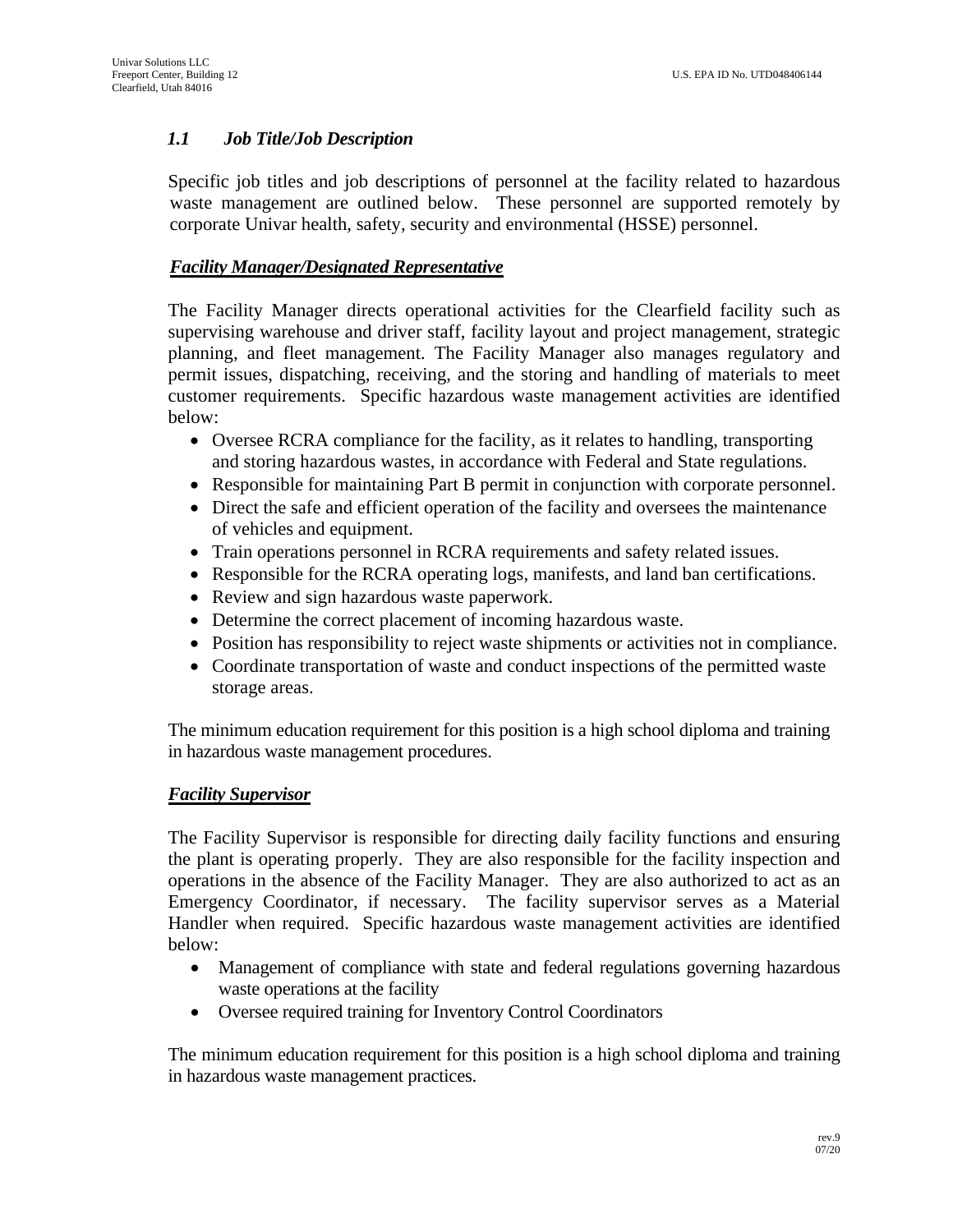### *1.1 Job Title/Job Description*

Specific job titles and job descriptions of personnel at the facility related to hazardous waste management are outlined below. These personnel are supported remotely by corporate Univar health, safety, security and environmental (HSSE) personnel.

***Facility Manager/Designated Representative***

The Facility Manager directs operational activities for the Clearfield facility such as supervising warehouse and driver staff, facility layout and project management, strategic planning, and fleet management. The Facility Manager also manages regulatory and permit issues, dispatching, receiving, and the storing and handling of materials to meet customer requirements. Specific hazardous waste management activities are identified below:

- Oversee RCRA compliance for the facility, as it relates to handling, transporting and storing hazardous wastes, in accordance with Federal and State regulations.
- Responsible for maintaining Part B permit in conjunction with corporate personnel.
- Direct the safe and efficient operation of the facility and oversees the maintenance of vehicles and equipment.
- Train operations personnel in RCRA requirements and safety related issues.
- Responsible for the RCRA operating logs, manifests, and land ban certifications.
- Review and sign hazardous waste paperwork.
- Determine the correct placement of incoming hazardous waste.
- Position has responsibility to reject waste shipments or activities not in compliance.
- Coordinate transportation of waste and conduct inspections of the permitted waste storage areas.

The minimum education requirement for this position is a high school diploma and training in hazardous waste management procedures.

***Facility Supervisor***

The Facility Supervisor is responsible for directing daily facility functions and ensuring the plant is operating properly. They are also responsible for the facility inspection and operations in the absence of the Facility Manager. They are also authorized to act as an Emergency Coordinator, if necessary. The facility supervisor serves as a Material Handler when required. Specific hazardous waste management activities are identified below:

- Management of compliance with state and federal regulations governing hazardous waste operations at the facility
- Oversee required training for Inventory Control Coordinators

The minimum education requirement for this position is a high school diploma and training in hazardous waste management practices.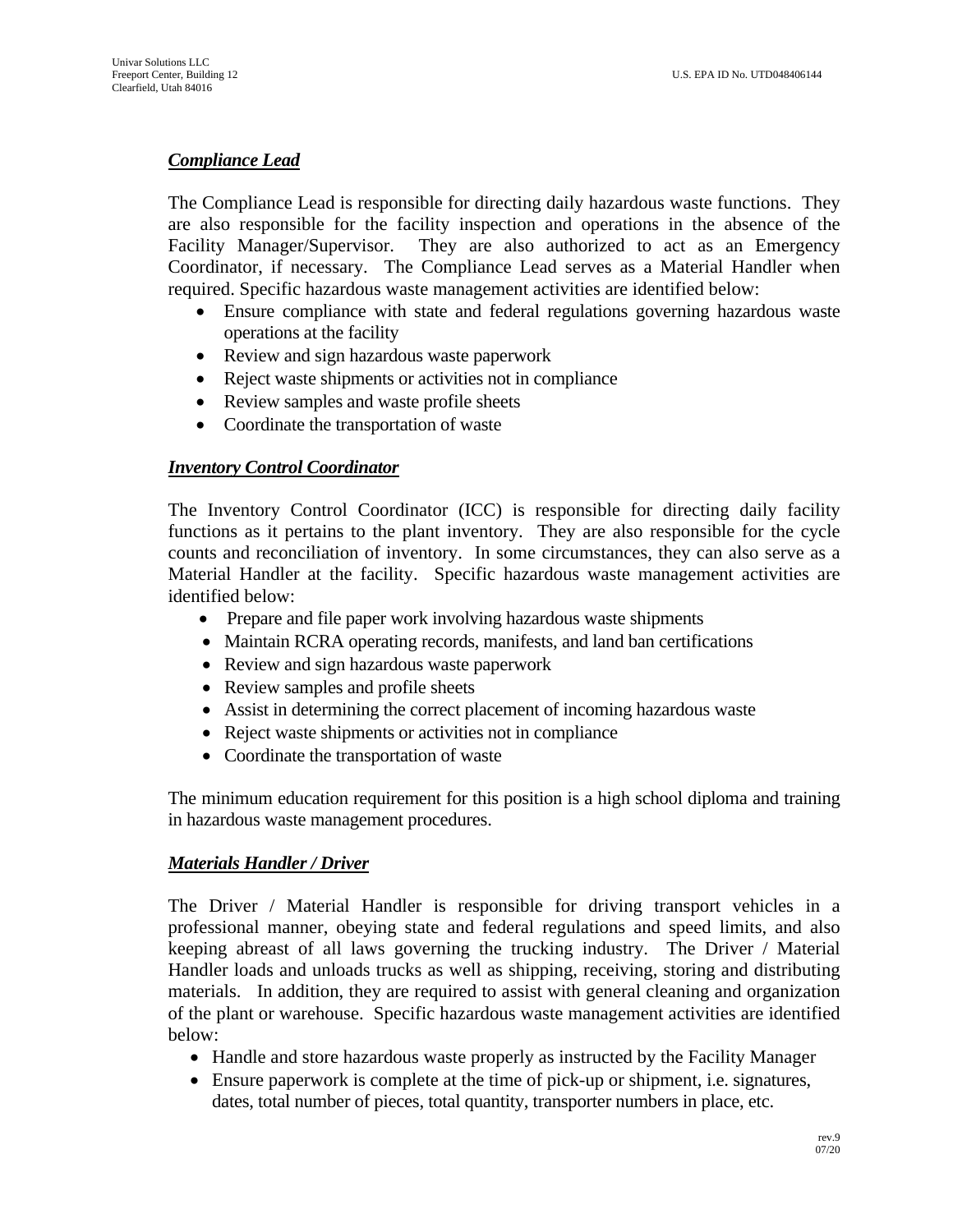***Compliance Lead***

The Compliance Lead is responsible for directing daily hazardous waste functions. They are also responsible for the facility inspection and operations in the absence of the Facility Manager/Supervisor. They are also authorized to act as an Emergency Coordinator, if necessary. The Compliance Lead serves as a Material Handler when required. Specific hazardous waste management activities are identified below:

- Ensure compliance with state and federal regulations governing hazardous waste operations at the facility
- Review and sign hazardous waste paperwork
- Reject waste shipments or activities not in compliance
- Review samples and waste profile sheets
- Coordinate the transportation of waste

***Inventory Control Coordinator***

The Inventory Control Coordinator (ICC) is responsible for directing daily facility functions as it pertains to the plant inventory. They are also responsible for the cycle counts and reconciliation of inventory. In some circumstances, they can also serve as a Material Handler at the facility. Specific hazardous waste management activities are identified below:

- Prepare and file paper work involving hazardous waste shipments
- Maintain RCRA operating records, manifests, and land ban certifications
- Review and sign hazardous waste paperwork
- Review samples and profile sheets
- Assist in determining the correct placement of incoming hazardous waste
- Reject waste shipments or activities not in compliance
- Coordinate the transportation of waste

The minimum education requirement for this position is a high school diploma and training in hazardous waste management procedures.

***Materials Handler / Driver***

The Driver / Material Handler is responsible for driving transport vehicles in a professional manner, obeying state and federal regulations and speed limits, and also keeping abreast of all laws governing the trucking industry. The Driver / Material Handler loads and unloads trucks as well as shipping, receiving, storing and distributing materials. In addition, they are required to assist with general cleaning and organization of the plant or warehouse. Specific hazardous waste management activities are identified below:

- Handle and store hazardous waste properly as instructed by the Facility Manager
- Ensure paperwork is complete at the time of pick-up or shipment, i.e. signatures, dates, total number of pieces, total quantity, transporter numbers in place, etc.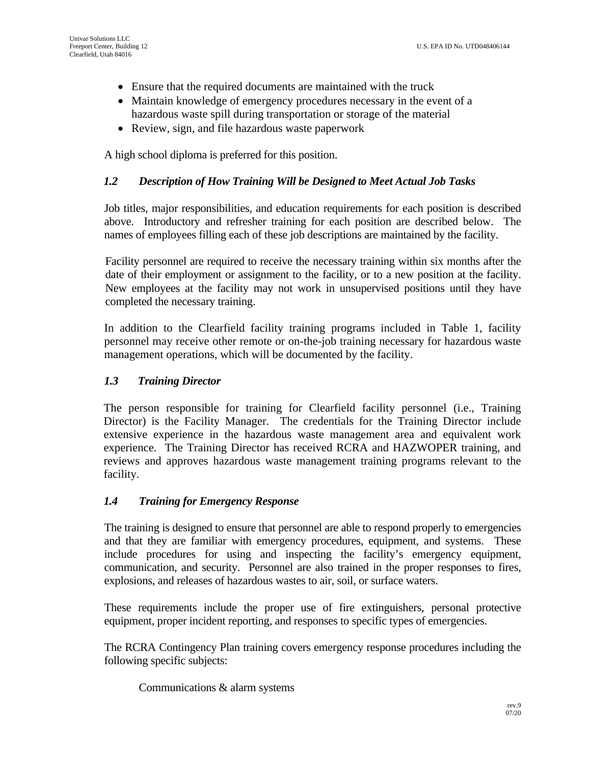- Ensure that the required documents are maintained with the truck
- Maintain knowledge of emergency procedures necessary in the event of a hazardous waste spill during transportation or storage of the material
- Review, sign, and file hazardous waste paperwork

A high school diploma is preferred for this position.

### *1.2 Description of How Training Will be Designed to Meet Actual Job Tasks*

Job titles, major responsibilities, and education requirements for each position is described above. Introductory and refresher training for each position are described below. The names of employees filling each of these job descriptions are maintained by the facility.

Facility personnel are required to receive the necessary training within six months after the date of their employment or assignment to the facility, or to a new position at the facility. New employees at the facility may not work in unsupervised positions until they have completed the necessary training.

In addition to the Clearfield facility training programs included in Table 1, facility personnel may receive other remote or on-the-job training necessary for hazardous waste management operations, which will be documented by the facility.

### *1.3 Training Director*

The person responsible for training for Clearfield facility personnel (i.e., Training Director) is the Facility Manager. The credentials for the Training Director include extensive experience in the hazardous waste management area and equivalent work experience. The Training Director has received RCRA and HAZWOPER training, and reviews and approves hazardous waste management training programs relevant to the facility.

### *1.4 Training for Emergency Response*

The training is designed to ensure that personnel are able to respond properly to emergencies and that they are familiar with emergency procedures, equipment, and systems. These include procedures for using and inspecting the facility's emergency equipment, communication, and security. Personnel are also trained in the proper responses to fires, explosions, and releases of hazardous wastes to air, soil, or surface waters.

These requirements include the proper use of fire extinguishers, personal protective equipment, proper incident reporting, and responses to specific types of emergencies.

The RCRA Contingency Plan training covers emergency response procedures including the following specific subjects:

Communications & alarm systems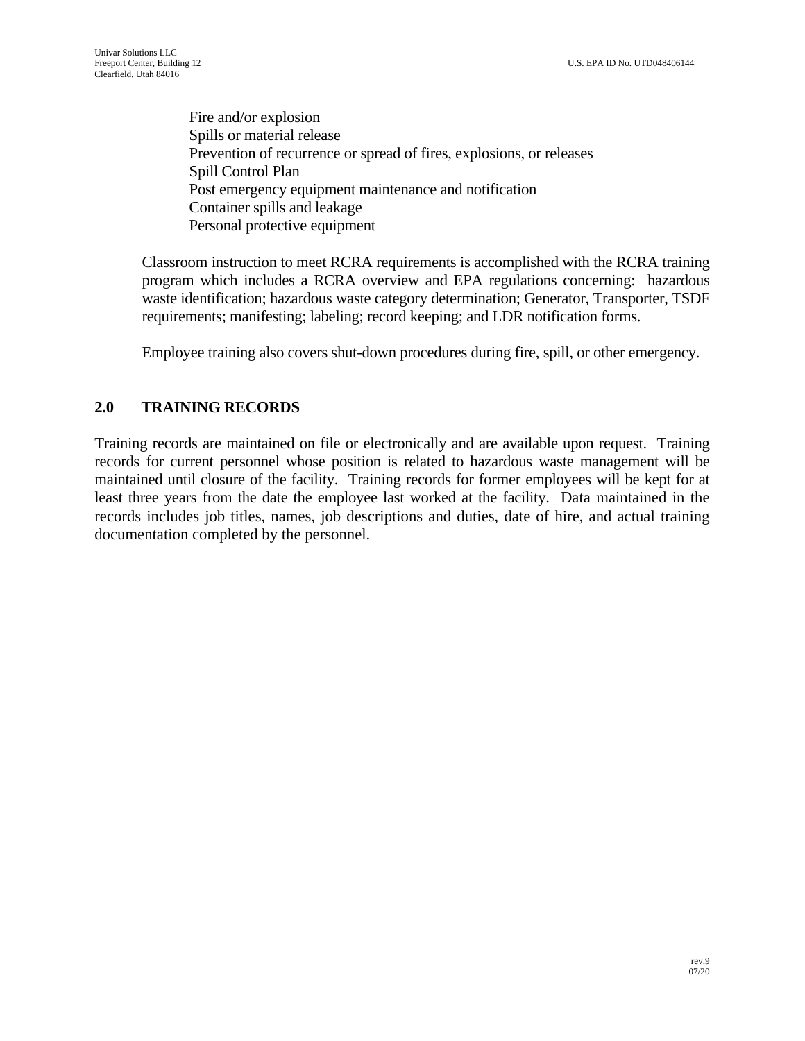Fire and/or explosion
Spills or material release
Prevention of recurrence or spread of fires, explosions, or releases
Spill Control Plan
Post emergency equipment maintenance and notification
Container spills and leakage
Personal protective equipment

Classroom instruction to meet RCRA requirements is accomplished with the RCRA training program which includes a RCRA overview and EPA regulations concerning: hazardous waste identification; hazardous waste category determination; Generator, Transporter, TSDF requirements; manifesting; labeling; record keeping; and LDR notification forms.

Employee training also covers shut-down procedures during fire, spill, or other emergency.

## 2.0 TRAINING RECORDS

Training records are maintained on file or electronically and are available upon request. Training records for current personnel whose position is related to hazardous waste management will be maintained until closure of the facility. Training records for former employees will be kept for at least three years from the date the employee last worked at the facility. Data maintained in the records includes job titles, names, job descriptions and duties, date of hire, and actual training documentation completed by the personnel.